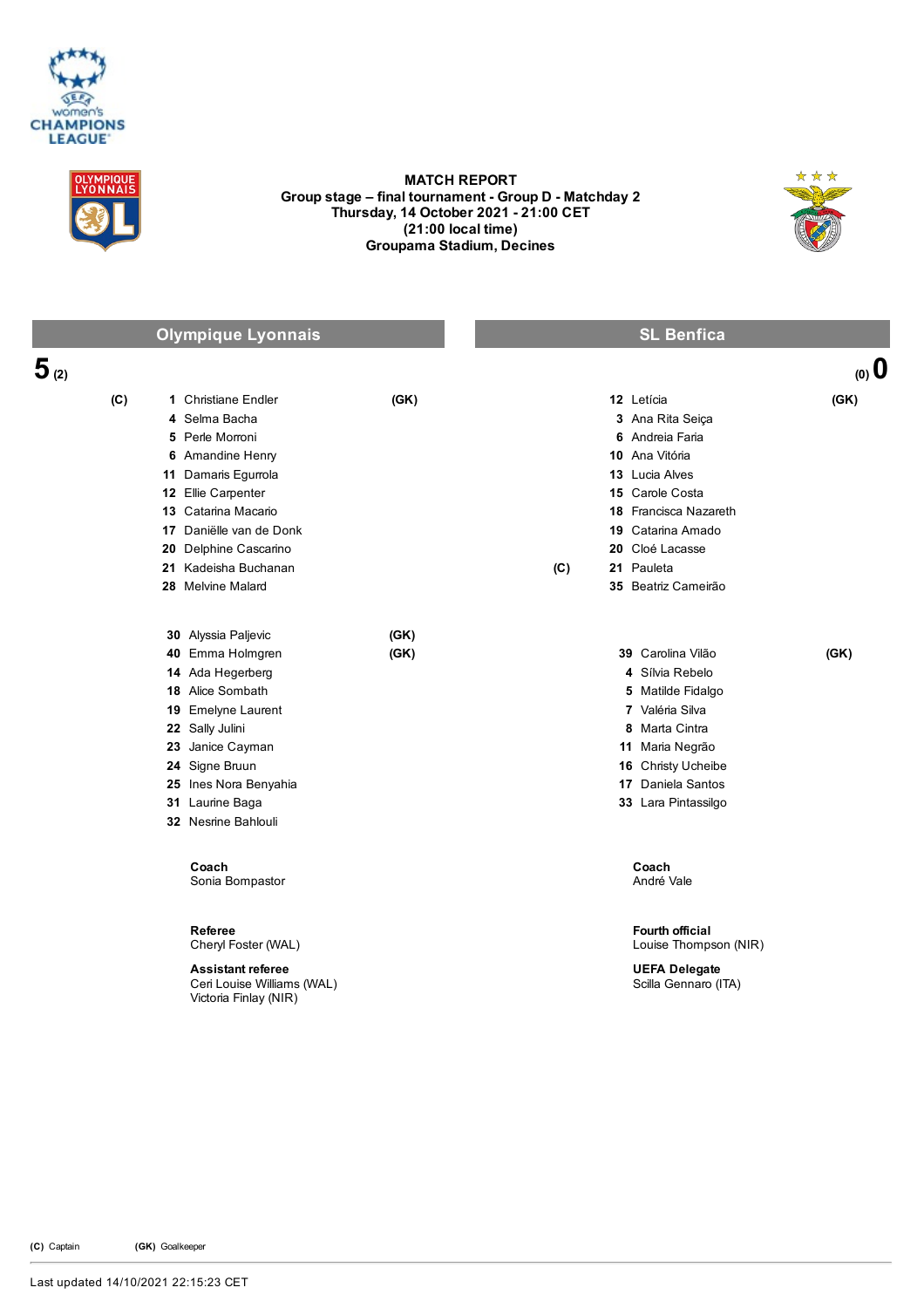# MATCH REPORT

**Group stage – final tournament - Group D - Matchday 2**
**Thursday, 14 October 2021 - 21:00 CET**
**(21:00 local time)**
**Groupama Stadium, Decines**

## Olympique Lyonnais 5 (2) – SL Benfica (0) 0

### Olympique Lyonnais

| | No. | Player | |
|---|---|---|---|
| (C) | 1 | Christiane Endler | (GK) |
| | 4 | Selma Bacha | |
| | 5 | Perle Morroni | |
| | 6 | Amandine Henry | |
| | 11 | Damaris Egurrola | |
| | 12 | Ellie Carpenter | |
| | 13 | Catarina Macario | |
| | 17 | Daniëlle van de Donk | |
| | 20 | Delphine Cascarino | |
| | 21 | Kadeisha Buchanan | |
| | 28 | Melvine Malard | |

**Substitutes**

| No. | Player | |
|---|---|---|
| 30 | Alyssia Paljevic | (GK) |
| 40 | Emma Holmgren | (GK) |
| 14 | Ada Hegerberg | |
| 18 | Alice Sombath | |
| 19 | Emelyne Laurent | |
| 22 | Sally Julini | |
| 23 | Janice Cayman | |
| 24 | Signe Bruun | |
| 25 | Ines Nora Benyahia | |
| 31 | Laurine Baga | |
| 32 | Nesrine Bahlouli | |

**Coach**
Sonia Bompastor

### SL Benfica

| | No. | Player | |
|---|---|---|---|
| | 12 | Letícia | (GK) |
| | 3 | Ana Rita Seiça | |
| | 6 | Andreia Faria | |
| | 10 | Ana Vitória | |
| | 13 | Lucia Alves | |
| | 15 | Carole Costa | |
| | 18 | Francisca Nazareth | |
| | 19 | Catarina Amado | |
| | 20 | Cloé Lacasse | |
| (C) | 21 | Pauleta | |
| | 35 | Beatriz Cameirão | |

**Substitutes**

| No. | Player | |
|---|---|---|
| 39 | Carolina Vilão | (GK) |
| 4 | Sílvia Rebelo | |
| 5 | Matilde Fidalgo | |
| 7 | Valéria Silva | |
| 8 | Marta Cintra | |
| 11 | Maria Negrão | |
| 16 | Christy Ucheibe | |
| 17 | Daniela Santos | |
| 33 | Lara Pintassilgo | |

**Coach**
André Vale

**Referee**
Cheryl Foster (WAL)

**Assistant referee**
Ceri Louise Williams (WAL)
Victoria Finlay (NIR)

**Fourth official**
Louise Thompson (NIR)

**UEFA Delegate**
Scilla Gennaro (ITA)

**(C)** Captain **(GK)** Goalkeeper

Last updated 14/10/2021 22:15:23 CET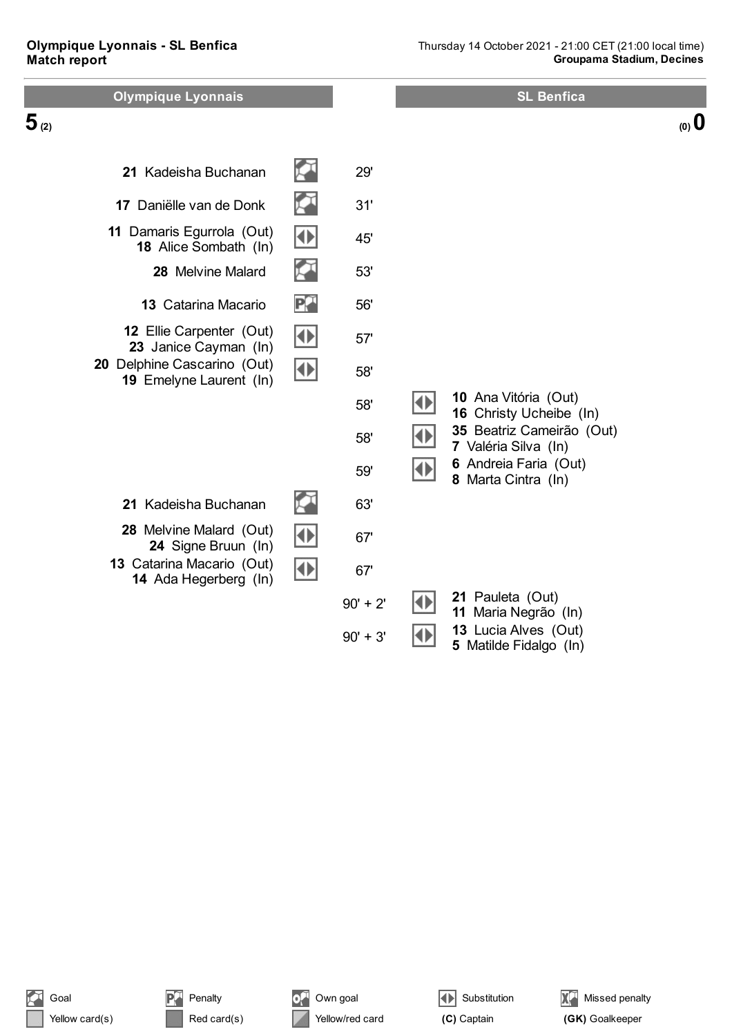**Olympique Lyonnais - SL Benfica**
**Match report**

Thursday 14 October 2021 - 21:00 CET (21:00 local time)
**Groupama Stadium, Decines**

| Olympique Lyonnais | | | | SL Benfica |
|---|---|---|---|---|
| **5** (2) | | | | (0) **0** |
| **21** Kadeisha Buchanan | Goal | 29' | | |
| **17** Daniëlle van de Donk | Goal | 31' | | |
| **11** Damaris Egurrola (Out) **18** Alice Sombath (In) | Substitution | 45' | | |
| **28** Melvine Malard | Goal | 53' | | |
| **13** Catarina Macario | Penalty | 56' | | |
| **12** Ellie Carpenter (Out) **23** Janice Cayman (In) | Substitution | 57' | | |
| **20** Delphine Cascarino (Out) **19** Emelyne Laurent (In) | Substitution | 58' | | |
| | | 58' | Substitution | **10** Ana Vitória (Out) **16** Christy Ucheibe (In) |
| | | 58' | Substitution | **35** Beatriz Cameirão (Out) **7** Valéria Silva (In) |
| | | 59' | Substitution | **6** Andreia Faria (Out) **8** Marta Cintra (In) |
| **21** Kadeisha Buchanan | Goal | 63' | | |
| **28** Melvine Malard (Out) **24** Signe Bruun (In) | Substitution | 67' | | |
| **13** Catarina Macario (Out) **14** Ada Hegerberg (In) | Substitution | 67' | | |
| | | 90' + 2' | Substitution | **21** Pauleta (Out) **11** Maria Negrão (In) |
| | | 90' + 3' | Substitution | **13** Lucia Alves (Out) **5** Matilde Fidalgo (In) |

Goal | Penalty | Own goal | Substitution | Missed penalty
Yellow card(s) | Red card(s) | Yellow/red card | **(C)** Captain | **(GK)** Goalkeeper